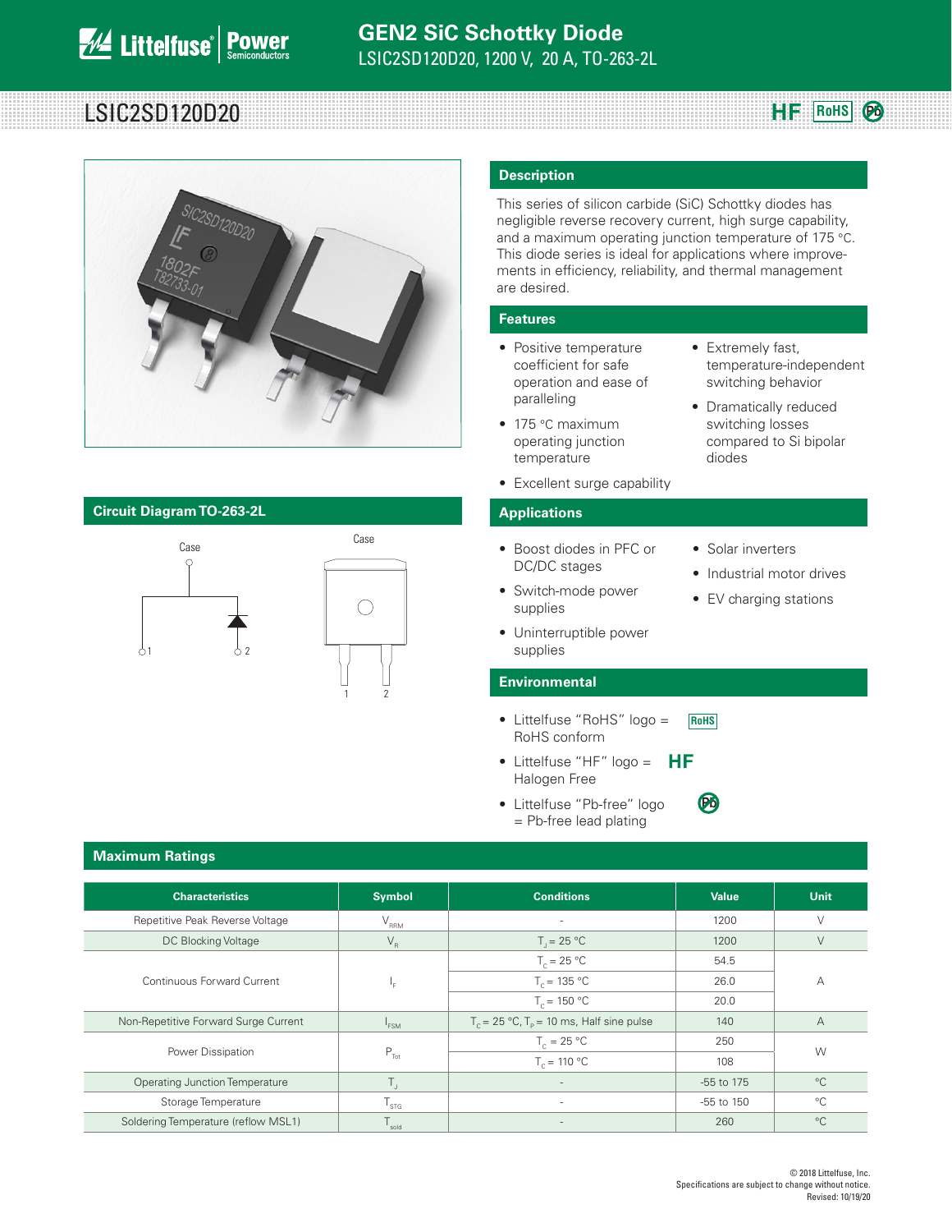# GEN2 SiC Schottky Diode

LSIC2SD120D20, 1200 V, 20 A, TO-263-2L

## LSIC2SD120D20

HF RoHS Pb

## Circuit Diagram TO-263-2L

Case

1 2

## Description

This series of silicon carbide (SiC) Schottky diodes has negligible reverse recovery current, high surge capability, and a maximum operating junction temperature of 175 °C. This diode series is ideal for applications where improvements in efficiency, reliability, and thermal management are desired.

## Features

- Positive temperature coefficient for safe operation and ease of paralleling
- 175 °C maximum operating junction temperature
- Excellent surge capability
- Extremely fast, temperature-independent switching behavior
- Dramatically reduced switching losses compared to Si bipolar diodes

## Applications

- Boost diodes in PFC or DC/DC stages
- Switch-mode power supplies
- Uninterruptible power supplies
- Solar inverters
- Industrial motor drives
- EV charging stations

## Environmental

- Littelfuse "RoHS" logo = RoHS conform
- Littelfuse "HF" logo = Halogen Free
- Littelfuse "Pb-free" logo = Pb-free lead plating

## Maximum Ratings

| Characteristics | Symbol | Conditions | Value | Unit |
|---|---|---|---|---|
| Repetitive Peak Reverse Voltage | $V_{RRM}$ | - | 1200 | V |
| DC Blocking Voltage | $V_R$ | $T_J$ = 25 °C | 1200 | V |
| Continuous Forward Current | $I_F$ | $T_C$ = 25 °C | 54.5 | A |
| | | $T_C$ = 135 °C | 26.0 | |
| | | $T_C$ = 150 °C | 20.0 | |
| Non-Repetitive Forward Surge Current | $I_{FSM}$ | $T_C$ = 25 °C, $T_P$ = 10 ms, Half sine pulse | 140 | A |
| Power Dissipation | $P_{Tot}$ | $T_C$ = 25 °C | 250 | W |
| | | $T_C$ = 110 °C | 108 | |
| Operating Junction Temperature | $T_J$ | - | -55 to 175 | °C |
| Storage Temperature | $T_{STG}$ | - | -55 to 150 | °C |
| Soldering Temperature (reflow MSL1) | $T_{sold}$ | - | 260 | °C |

© 2018 Littelfuse, Inc.
Specifications are subject to change without notice.
Revised: 10/19/20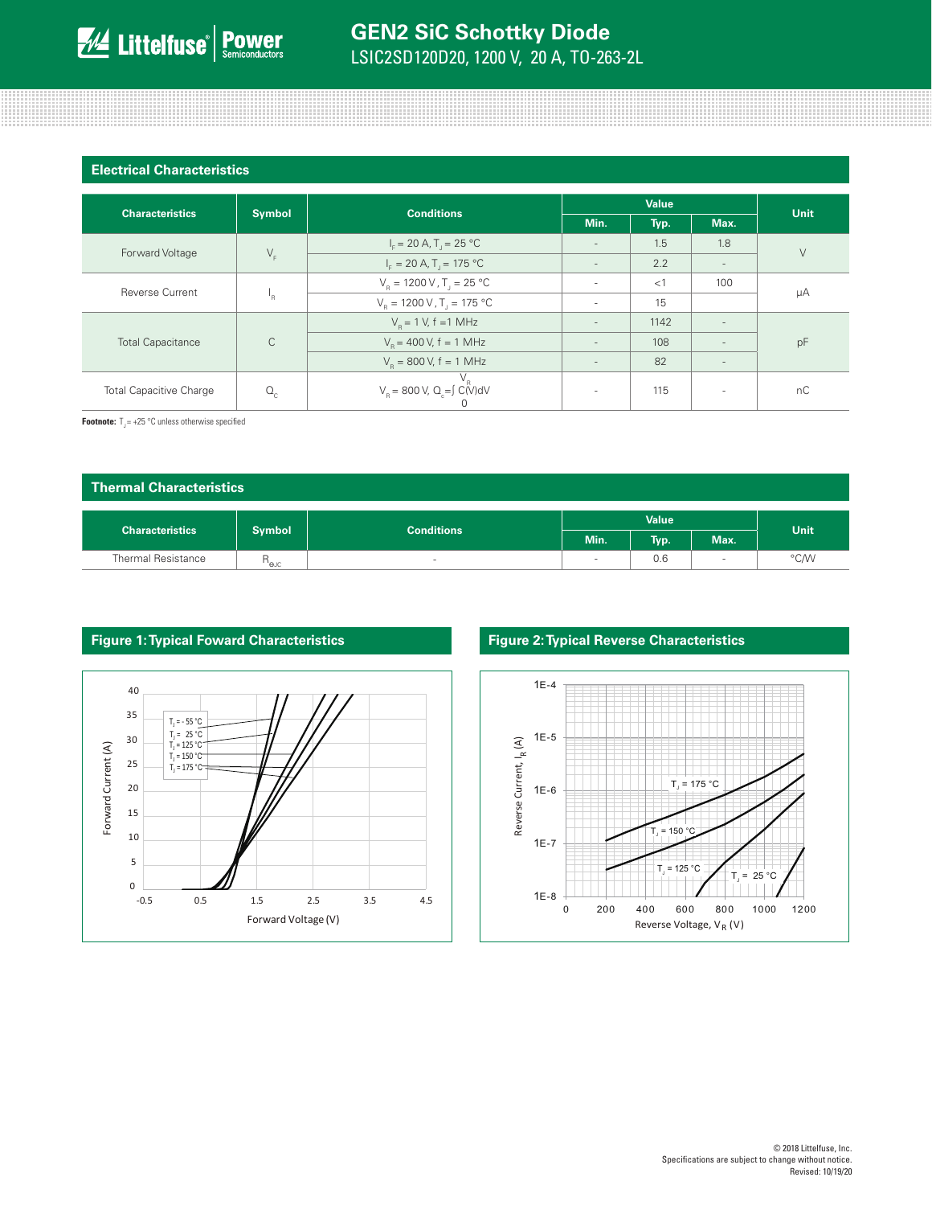## Electrical Characteristics

| Characteristics | Symbol | Conditions | Value | | | Unit |
|---|---|---|---|---|---|---|
| | | | Min. | Typ. | Max. | |
| Forward Voltage | $V_F$ | $I_F$ = 20 A, $T_J$ = 25 °C | - | 1.5 | 1.8 | V |
| | | $I_F$ = 20 A, $T_J$ = 175 °C | - | 2.2 | - | |
| Reverse Current | $I_R$ | $V_R$ = 1200 V, $T_J$ = 25 °C | - | <1 | 100 | µA |
| | | $V_R$ = 1200 V, $T_J$ = 175 °C | - | 15 | | |
| Total Capacitance | C | $V_R$ = 1 V, f = 1 MHz | - | 1142 | - | pF |
| | | $V_R$ = 400 V, f = 1 MHz | - | 108 | - | |
| | | $V_R$ = 800 V, f = 1 MHz | - | 82 | - | |
| Total Capacitive Charge | $Q_C$ | $V_R$ = 800 V, $Q_c = \int_0^{V_R} C(V)dV$ | - | 115 | - | nC |

**Footnote:** $T_J$ = +25 °C unless otherwise specified

## Thermal Characteristics

| Characteristics | Symbol | Conditions | Value | | | Unit |
|---|---|---|---|---|---|---|
| | | | Min. | Typ. | Max. | |
| Thermal Resistance | $R_{\Theta JC}$ | - | - | 0.6 | - | °C/W |

## Figure 1: Typical Foward Characteristics

## Figure 2: Typical Reverse Characteristics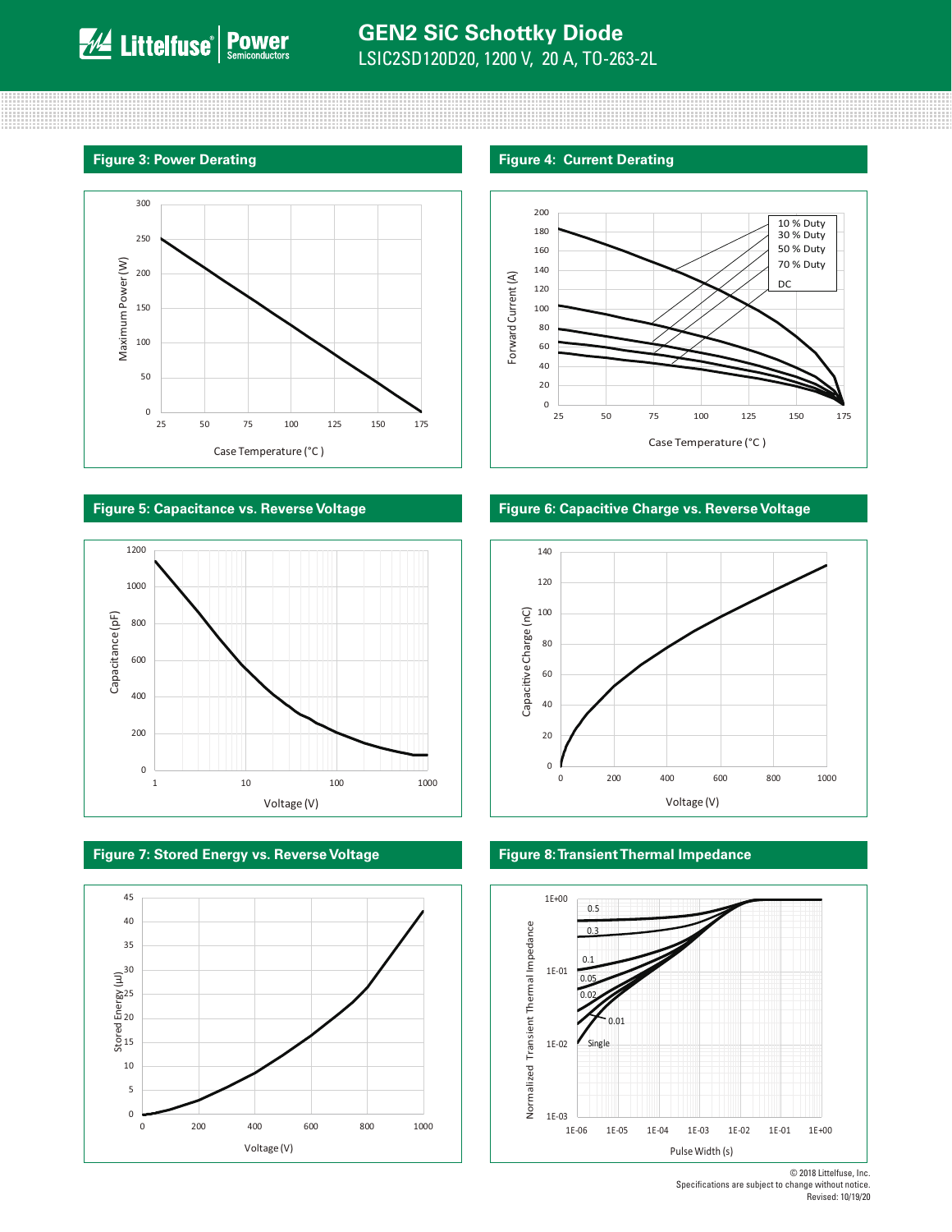## Figure 3: Power Derating

Maximum Power (W) vs. Case Temperature (°C )

## Figure 4: Current Derating

Forward Current (A) vs. Case Temperature (°C )

10 % Duty
30 % Duty
50 % Duty
70 % Duty
DC

## Figure 5: Capacitance vs. Reverse Voltage

Capacitance (pF) vs. Voltage (V)

## Figure 6: Capacitive Charge vs. Reverse Voltage

Capacitive Charge (nC) vs. Voltage (V)

## Figure 7: Stored Energy vs. Reverse Voltage

Stored Energy (μJ) vs. Voltage (V)

## Figure 8: Transient Thermal Impedance

Normalized Transient Thermal Impedance vs. Pulse Width (s)

0.5, 0.3, 0.1, 0.05, 0.02, 0.01, Single

© 2018 Littelfuse, Inc.
Specifications are subject to change without notice.
Revised: 10/19/20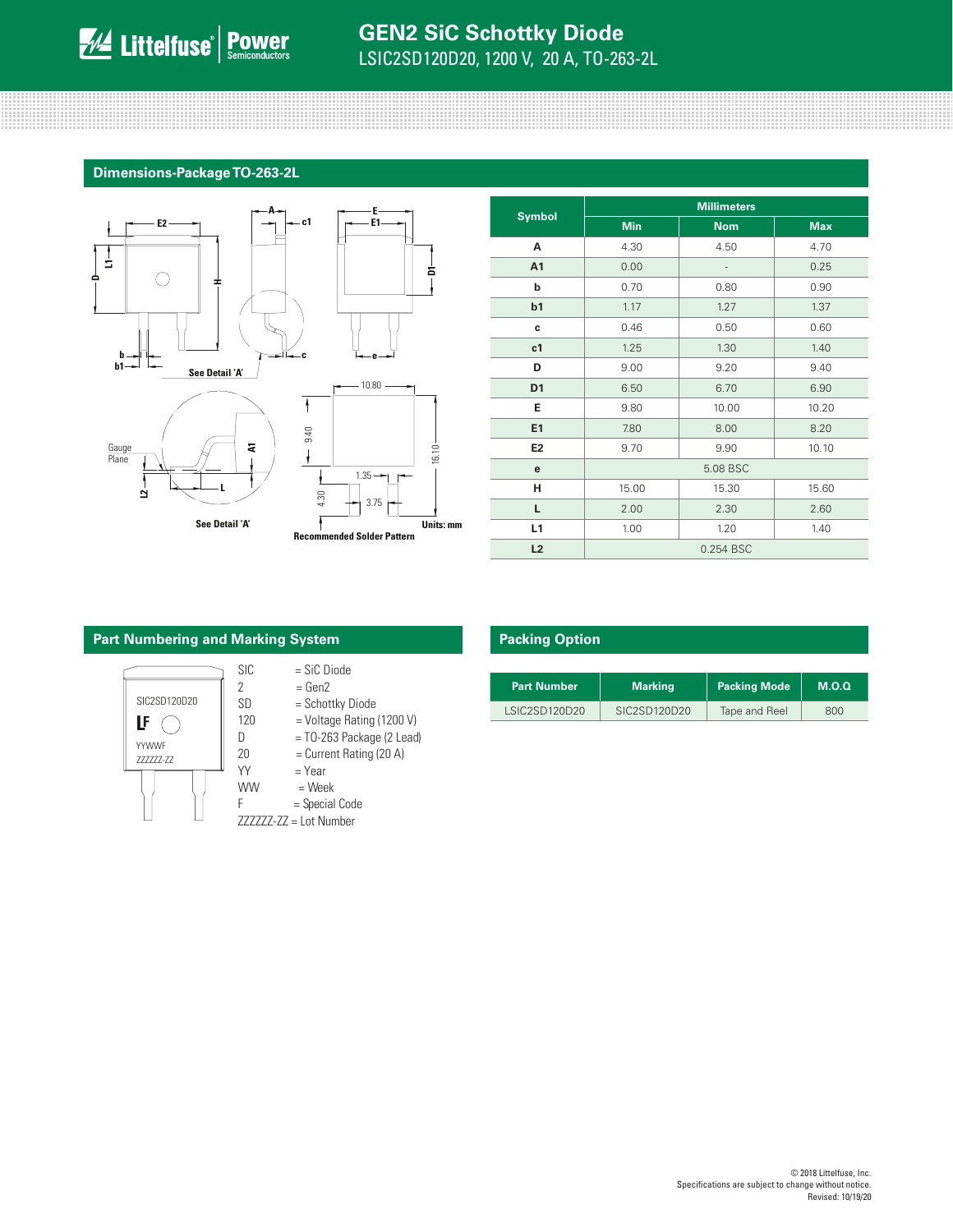## Dimensions-Package TO-263-2L

See Detail 'A'

Gauge Plane

See Detail 'A'

Recommended Solder Pattern

Units: mm

| Symbol | Millimeters | | |
|---|---|---|---|
| | Min | Nom | Max |
| A | 4.30 | 4.50 | 4.70 |
| A1 | 0.00 | - | 0.25 |
| b | 0.70 | 0.80 | 0.90 |
| b1 | 1.17 | 1.27 | 1.37 |
| c | 0.46 | 0.50 | 0.60 |
| c1 | 1.25 | 1.30 | 1.40 |
| D | 9.00 | 9.20 | 9.40 |
| D1 | 6.50 | 6.70 | 6.90 |
| E | 9.80 | 10.00 | 10.20 |
| E1 | 7.80 | 8.00 | 8.20 |
| E2 | 9.70 | 9.90 | 10.10 |
| e | 5.08 BSC | | |
| H | 15.00 | 15.30 | 15.60 |
| L | 2.00 | 2.30 | 2.60 |
| L1 | 1.00 | 1.20 | 1.40 |
| L2 | 0.254 BSC | | |

## Part Numbering and Marking System

SIC2SD120D20
YYWWF
ZZZZZZ-ZZ

- SIC = SiC Diode
- 2 = Gen2
- SD = Schottky Diode
- 120 = Voltage Rating (1200 V)
- D = TO-263 Package (2 Lead)
- 20 = Current Rating (20 A)
- YY = Year
- WW = Week
- F = Special Code
- ZZZZZZ-ZZ = Lot Number

## Packing Option

| Part Number | Marking | Packing Mode | M.O.Q |
|---|---|---|---|
| LSIC2SD120D20 | SIC2SD120D20 | Tape and Reel | 800 |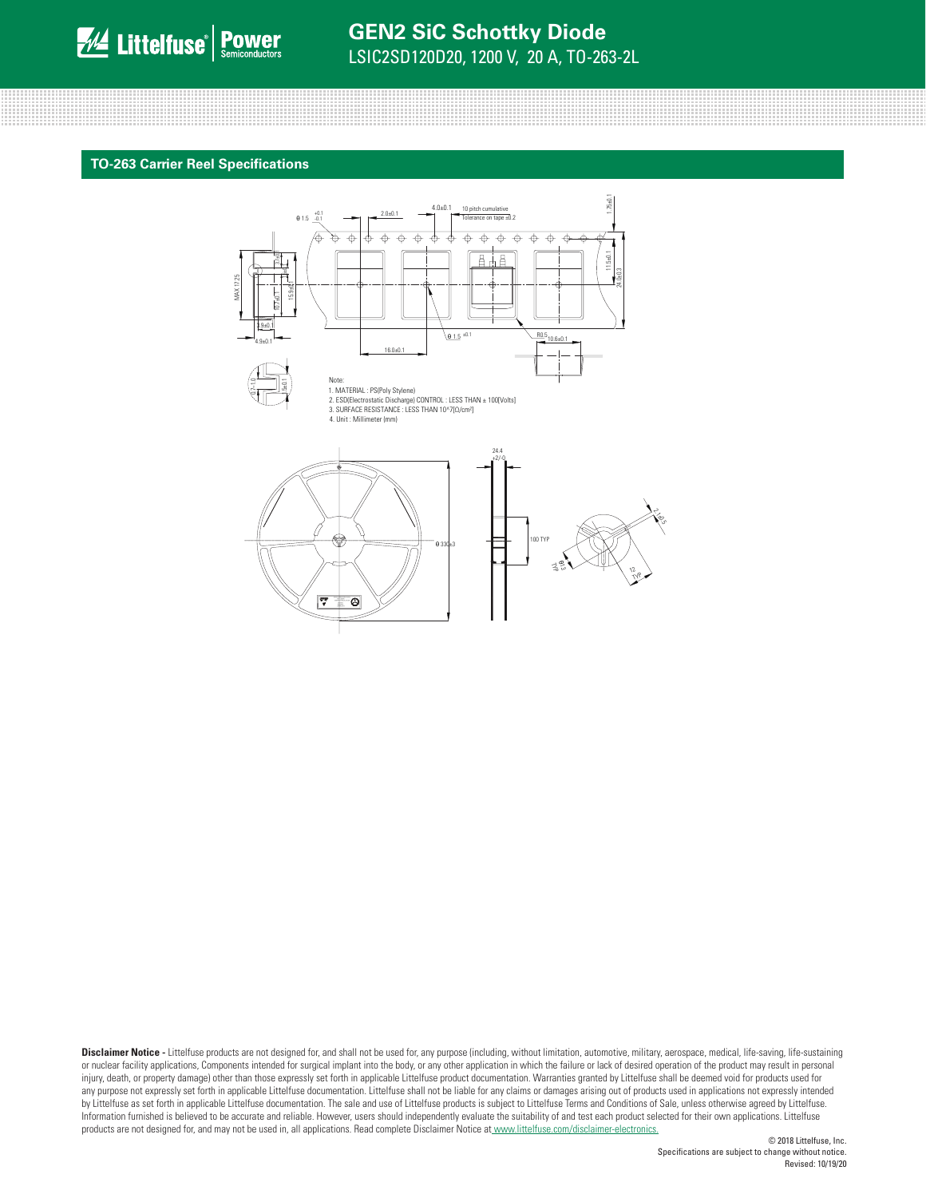## TO-263 Carrier Reel Specifications

Ø 1.5 +0.1/-0.1

2.0±0.1

4.0±0.1

10 pitch cumulative Tolerance on tape ±0.2

1.75±0.1

11.5±0.1

24.0±0.3

MAX 17.25

15.9±0.1

10.7±0.1

1.9±0.1

4.9±0.1

Ø 1.5 ±0.1

16.0±0.1

R0.5

10.6±0.1

0.7-1.0

5±0.1

Note:
1. MATERIAL : PS(Poly Stylene)
2. ESD(Electrostatic Discharge) CONTROL : LESS THAN ± 100[Volts]
3. SURFACE RESISTANCE : LESS THAN 10^7[Ω/cm²]
4. Unit : Millimeter (mm)

24.4 +2/-0

Ø 330±3

100 TYP

2.1±0.5

Ø 13 TYP

12 TYP

**Disclaimer Notice -** Littelfuse products are not designed for, and shall not be used for, any purpose (including, without limitation, automotive, military, aerospace, medical, life-saving, life-sustaining or nuclear facility applications, Components intended for surgical implant into the body, or any other application in which the failure or lack of desired operation of the product may result in personal injury, death, or property damage) other than those expressly set forth in applicable Littelfuse product documentation. Warranties granted by Littelfuse shall be deemed void for products used for any purpose not expressly set forth in applicable Littelfuse documentation. Littelfuse shall not be liable for any claims or damages arising out of products used in applications not expressly intended by Littelfuse as set forth in applicable Littelfuse documentation. The sale and use of Littelfuse products is subject to Littelfuse Terms and Conditions of Sale, unless otherwise agreed by Littelfuse. Information furnished is believed to be accurate and reliable. However, users should independently evaluate the suitability of and test each product selected for their own applications. Littelfuse products are not designed for, and may not be used in, all applications. Read complete Disclaimer Notice at www.littelfuse.com/disclaimer-electronics.

© 2018 Littelfuse, Inc.
Specifications are subject to change without notice.
Revised: 10/19/20